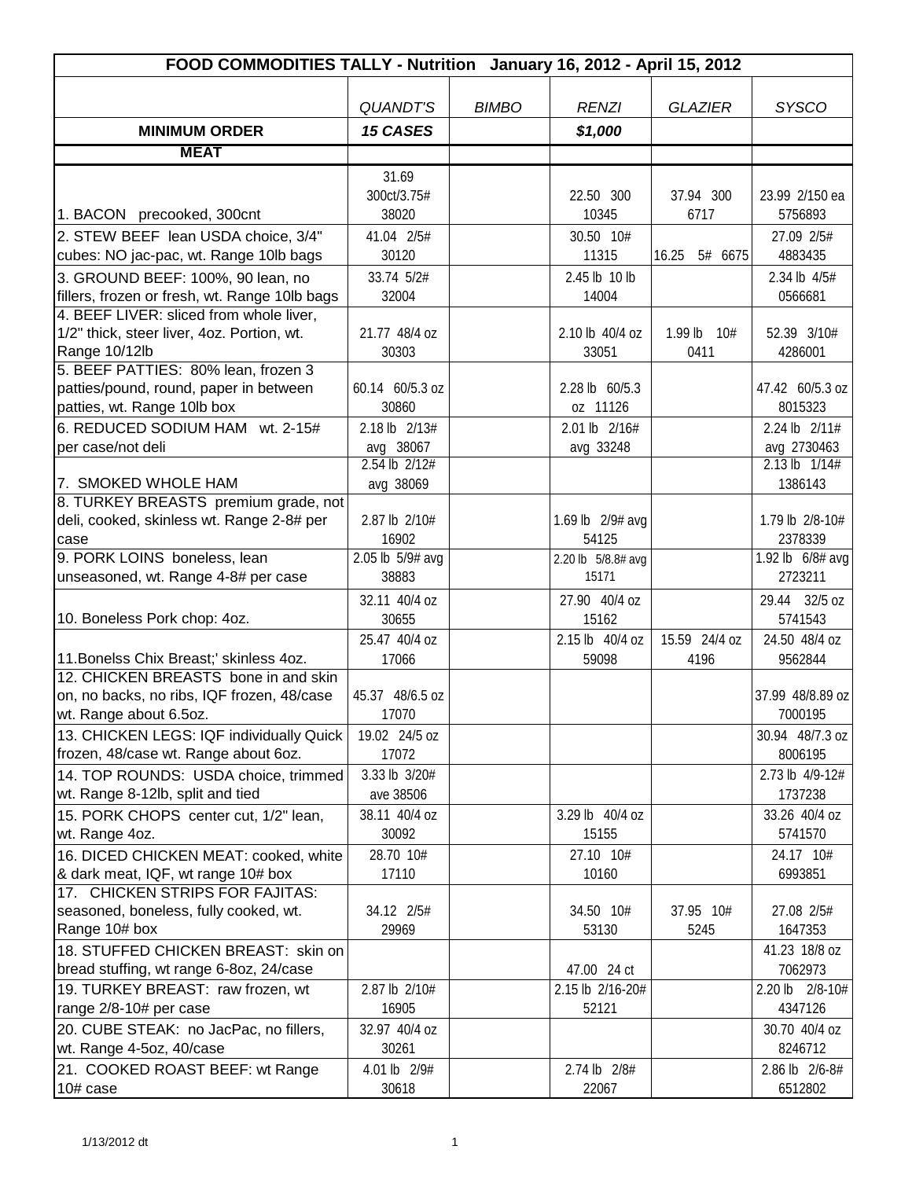| FOOD COMMODITIES TALLY - Nutrition January 16, 2012 - April 15, 2012 | | | | | |
|---|---|---|---|---|---|
| | *QUANDT'S* | *BIMBO* | *RENZI* | *GLAZIER* | *SYSCO* |
| **MINIMUM ORDER** | ***15 CASES*** | | ***$1,000*** | | |
| **MEAT** | | | | | |
| 1. BACON precooked, 300cnt | 31.69 300ct/3.75# 38020 | | 22.50 300 10345 | 37.94 300 6717 | 23.99 2/150 ea 5756893 |
| 2. STEW BEEF lean USDA choice, 3/4" cubes: NO jac-pac, wt. Range 10lb bags | 41.04 2/5# 30120 | | 30.50 10# 11315 | 16.25 5# 6675 | 27.09 2/5# 4883435 |
| 3. GROUND BEEF: 100%, 90 lean, no fillers, frozen or fresh, wt. Range 10lb bags | 33.74 5/2# 32004 | | 2.45 lb 10 lb 14004 | | 2.34 lb 4/5# 0566681 |
| 4. BEEF LIVER: sliced from whole liver, 1/2" thick, steer liver, 4oz. Portion, wt. Range 10/12lb | 21.77 48/4 oz 30303 | | 2.10 lb 40/4 oz 33051 | 1.99 lb 10# 0411 | 52.39 3/10# 4286001 |
| 5. BEEF PATTIES: 80% lean, frozen 3 patties/pound, round, paper in between patties, wt. Range 10lb box | 60.14 60/5.3 oz 30860 | | 2.28 lb 60/5.3 oz 11126 | | 47.42 60/5.3 oz 8015323 |
| 6. REDUCED SODIUM HAM wt. 2-15# per case/not deli | 2.18 lb 2/13# avg 38067 | | 2.01 lb 2/16# avg 33248 | | 2.24 lb 2/11# avg 2730463 |
| 7. SMOKED WHOLE HAM | 2.54 lb 2/12# avg 38069 | | | | 2.13 lb 1/14# 1386143 |
| 8. TURKEY BREASTS premium grade, not deli, cooked, skinless wt. Range 2-8# per case | 2.87 lb 2/10# 16902 | | 1.69 lb 2/9# avg 54125 | | 1.79 lb 2/8-10# 2378339 |
| 9. PORK LOINS boneless, lean unseasoned, wt. Range 4-8# per case | 2.05 lb 5/9# avg 38883 | | 2.20 lb 5/8.8# avg 15171 | | 1.92 lb 6/8# avg 2723211 |
| 10. Boneless Pork chop: 4oz. | 32.11 40/4 oz 30655 | | 27.90 40/4 oz 15162 | | 29.44 32/5 oz 5741543 |
| 11.Bonelss Chix Breast;' skinless 4oz. | 25.47 40/4 oz 17066 | | 2.15 lb 40/4 oz 59098 | 15.59 24/4 oz 4196 | 24.50 48/4 oz 9562844 |
| 12. CHICKEN BREASTS bone in and skin on, no backs, no ribs, IQF frozen, 48/case wt. Range about 6.5oz. | 45.37 48/6.5 oz 17070 | | | | 37.99 48/8.89 oz 7000195 |
| 13. CHICKEN LEGS: IQF individually Quick frozen, 48/case wt. Range about 6oz. | 19.02 24/5 oz 17072 | | | | 30.94 48/7.3 oz 8006195 |
| 14. TOP ROUNDS: USDA choice, trimmed wt. Range 8-12lb, split and tied | 3.33 lb 3/20# ave 38506 | | | | 2.73 lb 4/9-12# 1737238 |
| 15. PORK CHOPS center cut, 1/2" lean, wt. Range 4oz. | 38.11 40/4 oz 30092 | | 3.29 lb 40/4 oz 15155 | | 33.26 40/4 oz 5741570 |
| 16. DICED CHICKEN MEAT: cooked, white & dark meat, IQF, wt range 10# box | 28.70 10# 17110 | | 27.10 10# 10160 | | 24.17 10# 6993851 |
| 17. CHICKEN STRIPS FOR FAJITAS: seasoned, boneless, fully cooked, wt. Range 10# box | 34.12 2/5# 29969 | | 34.50 10# 53130 | 37.95 10# 5245 | 27.08 2/5# 1647353 |
| 18. STUFFED CHICKEN BREAST: skin on bread stuffing, wt range 6-8oz, 24/case | | | 47.00 24 ct | | 41.23 18/8 oz 7062973 |
| 19. TURKEY BREAST: raw frozen, wt range 2/8-10# per case | 2.87 lb 2/10# 16905 | | 2.15 lb 2/16-20# 52121 | | 2.20 lb 2/8-10# 4347126 |
| 20. CUBE STEAK: no JacPac, no fillers, wt. Range 4-5oz, 40/case | 32.97 40/4 oz 30261 | | | | 30.70 40/4 oz 8246712 |
| 21. COOKED ROAST BEEF: wt Range 10# case | 4.01 lb 2/9# 30618 | | 2.74 lb 2/8# 22067 | | 2.86 lb 2/6-8# 6512802 |

1/13/2012 dt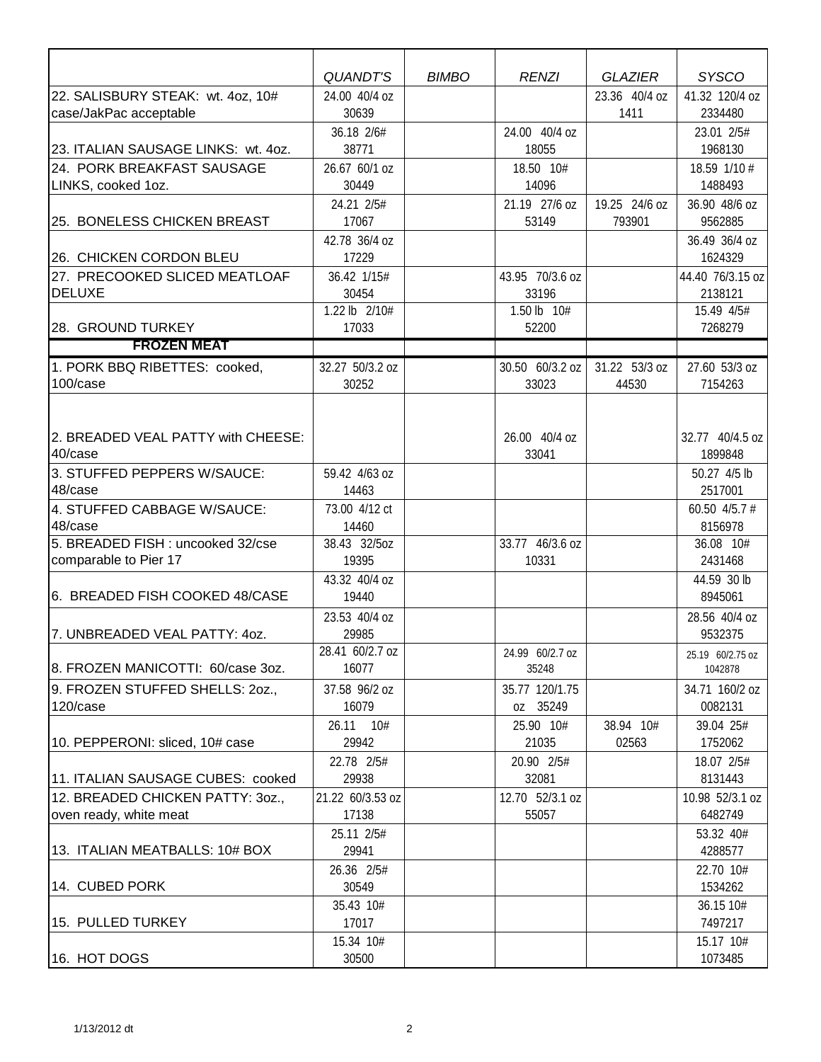| | *QUANDT'S* | *BIMBO* | *RENZI* | *GLAZIER* | *SYSCO* |
|---|---|---|---|---|---|
| 22. SALISBURY STEAK: wt. 4oz, 10# case/JakPac acceptable | 24.00 40/4 oz 30639 | | | 23.36 40/4 oz 1411 | 41.32 120/4 oz 2334480 |
| 23. ITALIAN SAUSAGE LINKS: wt. 4oz. | 36.18 2/6# 38771 | | 24.00 40/4 oz 18055 | | 23.01 2/5# 1968130 |
| 24. PORK BREAKFAST SAUSAGE LINKS, cooked 1oz. | 26.67 60/1 oz 30449 | | 18.50 10# 14096 | | 18.59 1/10 # 1488493 |
| 25. BONELESS CHICKEN BREAST | 24.21 2/5# 17067 | | 21.19 27/6 oz 53149 | 19.25 24/6 oz 793901 | 36.90 48/6 oz 9562885 |
| 26. CHICKEN CORDON BLEU | 42.78 36/4 oz 17229 | | | | 36.49 36/4 oz 1624329 |
| 27. PRECOOKED SLICED MEATLOAF DELUXE | 36.42 1/15# 30454 | | 43.95 70/3.6 oz 33196 | | 44.40 76/3.15 oz 2138121 |
| 28. GROUND TURKEY | 1.22 lb 2/10# 17033 | | 1.50 lb 10# 52200 | | 15.49 4/5# 7268279 |
| **FROZEN MEAT** | | | | | |
| 1. PORK BBQ RIBETTES: cooked, 100/case | 32.27 50/3.2 oz 30252 | | 30.50 60/3.2 oz 33023 | 31.22 53/3 oz 44530 | 27.60 53/3 oz 7154263 |
| 2. BREADED VEAL PATTY with CHEESE: 40/case | | | 26.00 40/4 oz 33041 | | 32.77 40/4.5 oz 1899848 |
| 3. STUFFED PEPPERS W/SAUCE: 48/case | 59.42 4/63 oz 14463 | | | | 50.27 4/5 lb 2517001 |
| 4. STUFFED CABBAGE W/SAUCE: 48/case | 73.00 4/12 ct 14460 | | | | 60.50 4/5.7 # 8156978 |
| 5. BREADED FISH : uncooked 32/cse comparable to Pier 17 | 38.43 32/5oz 19395 | | 33.77 46/3.6 oz 10331 | | 36.08 10# 2431468 |
| 6. BREADED FISH COOKED 48/CASE | 43.32 40/4 oz 19440 | | | | 44.59 30 lb 8945061 |
| 7. UNBREADED VEAL PATTY: 4oz. | 23.53 40/4 oz 29985 | | | | 28.56 40/4 oz 9532375 |
| 8. FROZEN MANICOTTI: 60/case 3oz. | 28.41 60/2.7 oz 16077 | | 24.99 60/2.7 oz 35248 | | 25.19 60/2.75 oz 1042878 |
| 9. FROZEN STUFFED SHELLS: 2oz., 120/case | 37.58 96/2 oz 16079 | | 35.77 120/1.75 oz 35249 | | 34.71 160/2 oz 0082131 |
| 10. PEPPERONI: sliced, 10# case | 26.11 10# 29942 | | 25.90 10# 21035 | 38.94 10# 02563 | 39.04 25# 1752062 |
| 11. ITALIAN SAUSAGE CUBES: cooked | 22.78 2/5# 29938 | | 20.90 2/5# 32081 | | 18.07 2/5# 8131443 |
| 12. BREADED CHICKEN PATTY: 3oz., oven ready, white meat | 21.22 60/3.53 oz 17138 | | 12.70 52/3.1 oz 55057 | | 10.98 52/3.1 oz 6482749 |
| 13. ITALIAN MEATBALLS: 10# BOX | 25.11 2/5# 29941 | | | | 53.32 40# 4288577 |
| 14. CUBED PORK | 26.36 2/5# 30549 | | | | 22.70 10# 1534262 |
| 15. PULLED TURKEY | 35.43 10# 17017 | | | | 36.15 10# 7497217 |
| 16. HOT DOGS | 15.34 10# 30500 | | | | 15.17 10# 1073485 |

1/13/2012 dt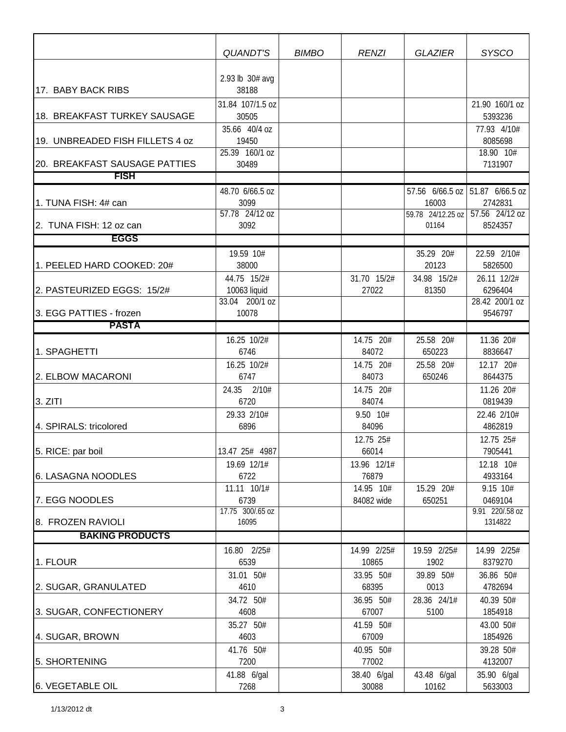| | QUANDT'S | BIMBO | RENZI | GLAZIER | SYSCO |
|---|---|---|---|---|---|
| 17. BABY BACK RIBS | 2.93 lb 30# avg 38188 | | | | |
| 18. BREAKFAST TURKEY SAUSAGE | 31.84 107/1.5 oz 30505 | | | | 21.90 160/1 oz 5393236 |
| 19. UNBREADED FISH FILLETS 4 oz | 35.66 40/4 oz 19450 | | | | 77.93 4/10# 8085698 |
| 20. BREAKFAST SAUSAGE PATTIES | 25.39 160/1 oz 30489 | | | | 18.90 10# 7131907 |
| **FISH** | | | | | |
| 1. TUNA FISH: 4# can | 48.70 6/66.5 oz 3099 | | | 57.56 6/66.5 oz 16003 | 51.87 6/66.5 oz 2742831 |
| 2. TUNA FISH: 12 oz can | 57.78 24/12 oz 3092 | | | 59.78 24/12.25 oz 01164 | 57.56 24/12 oz 8524357 |
| **EGGS** | | | | | |
| 1. PEELED HARD COOKED: 20# | 19.59 10# 38000 | | | 35.29 20# 20123 | 22.59 2/10# 5826500 |
| 2. PASTEURIZED EGGS: 15/2# | 44.75 15/2# 10063 liquid | | 31.70 15/2# 27022 | 34.98 15/2# 81350 | 26.11 12/2# 6296404 |
| 3. EGG PATTIES - frozen | 33.04 200/1 oz 10078 | | | | 28.42 200/1 oz 9546797 |
| **PASTA** | | | | | |
| 1. SPAGHETTI | 16.25 10/2# 6746 | | 14.75 20# 84072 | 25.58 20# 650223 | 11.36 20# 8836647 |
| 2. ELBOW MACARONI | 16.25 10/2# 6747 | | 14.75 20# 84073 | 25.58 20# 650246 | 12.17 20# 8644375 |
| 3. ZITI | 24.35 2/10# 6720 | | 14.75 20# 84074 | | 11.26 20# 0819439 |
| 4. SPIRALS: tricolored | 29.33 2/10# 6896 | | 9.50 10# 84096 | | 22.46 2/10# 4862819 |
| 5. RICE: par boil | 13.47 25# 4987 | | 12.75 25# 66014 | | 12.75 25# 7905441 |
| 6. LASAGNA NOODLES | 19.69 12/1# 6722 | | 13.96 12/1# 76879 | | 12.18 10# 4933164 |
| 7. EGG NOODLES | 11.11 10/1# 6739 | | 14.95 10# 84082 wide | 15.29 20# 650251 | 9.15 10# 0469104 |
| 8. FROZEN RAVIOLI | 17.75 300/.65 oz 16095 | | | | 9.91 220/.58 oz 1314822 |
| **BAKING PRODUCTS** | | | | | |
| 1. FLOUR | 16.80 2/25# 6539 | | 14.99 2/25# 10865 | 19.59 2/25# 1902 | 14.99 2/25# 8379270 |
| 2. SUGAR, GRANULATED | 31.01 50# 4610 | | 33.95 50# 68395 | 39.89 50# 0013 | 36.86 50# 4782694 |
| 3. SUGAR, CONFECTIONERY | 34.72 50# 4608 | | 36.95 50# 67007 | 28.36 24/1# 5100 | 40.39 50# 1854918 |
| 4. SUGAR, BROWN | 35.27 50# 4603 | | 41.59 50# 67009 | | 43.00 50# 1854926 |
| 5. SHORTENING | 41.76 50# 7200 | | 40.95 50# 77002 | | 39.28 50# 4132007 |
| 6. VEGETABLE OIL | 41.88 6/gal 7268 | | 38.40 6/gal 30088 | 43.48 6/gal 10162 | 35.90 6/gal 5633003 |

1/13/2012 dt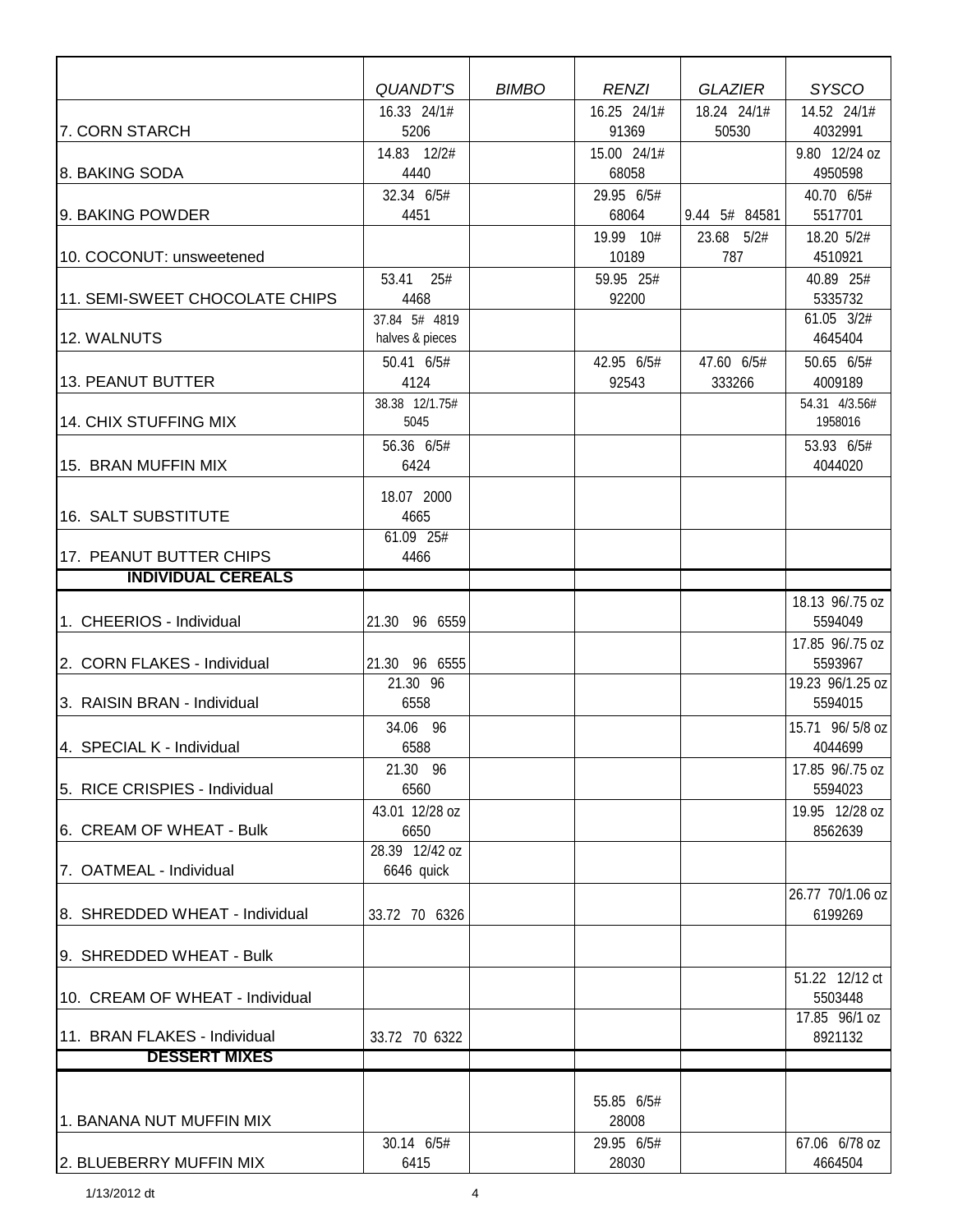| | *QUANDT'S* | *BIMBO* | *RENZI* | *GLAZIER* | *SYSCO* |
|---|---|---|---|---|---|
| 7. CORN STARCH | 16.33 24/1# 5206 | | 16.25 24/1# 91369 | 18.24 24/1# 50530 | 14.52 24/1# 4032991 |
| 8. BAKING SODA | 14.83 12/2# 4440 | | 15.00 24/1# 68058 | | 9.80 12/24 oz 4950598 |
| 9. BAKING POWDER | 32.34 6/5# 4451 | | 29.95 6/5# 68064 | 9.44 5# 84581 | 40.70 6/5# 5517701 |
| 10. COCONUT: unsweetened | | | 19.99 10# 10189 | 23.68 5/2# 787 | 18.20 5/2# 4510921 |
| 11. SEMI-SWEET CHOCOLATE CHIPS | 53.41 25# 4468 | | 59.95 25# 92200 | | 40.89 25# 5335732 |
| 12. WALNUTS | 37.84 5# 4819 halves & pieces | | | | 61.05 3/2# 4645404 |
| 13. PEANUT BUTTER | 50.41 6/5# 4124 | | 42.95 6/5# 92543 | 47.60 6/5# 333266 | 50.65 6/5# 4009189 |
| 14. CHIX STUFFING MIX | 38.38 12/1.75# 5045 | | | | 54.31 4/3.56# 1958016 |
| 15. BRAN MUFFIN MIX | 56.36 6/5# 6424 | | | | 53.93 6/5# 4044020 |
| 16. SALT SUBSTITUTE | 18.07 2000 4665 | | | | |
| 17. PEANUT BUTTER CHIPS | 61.09 25# 4466 | | | | |
| **INDIVIDUAL CEREALS** | | | | | |
| 1. CHEERIOS - Individual | 21.30 96 6559 | | | | 18.13 96/.75 oz 5594049 |
| 2. CORN FLAKES - Individual | 21.30 96 6555 | | | | 17.85 96/.75 oz 5593967 |
| 3. RAISIN BRAN - Individual | 21.30 96 6558 | | | | 19.23 96/1.25 oz 5594015 |
| 4. SPECIAL K - Individual | 34.06 96 6588 | | | | 15.71 96/ 5/8 oz 4044699 |
| 5. RICE CRISPIES - Individual | 21.30 96 6560 | | | | 17.85 96/.75 oz 5594023 |
| 6. CREAM OF WHEAT - Bulk | 43.01 12/28 oz 6650 | | | | 19.95 12/28 oz 8562639 |
| 7. OATMEAL - Individual | 28.39 12/42 oz 6646 quick | | | | |
| 8. SHREDDED WHEAT - Individual | 33.72 70 6326 | | | | 26.77 70/1.06 oz 6199269 |
| 9. SHREDDED WHEAT - Bulk | | | | | |
| 10. CREAM OF WHEAT - Individual | | | | | 51.22 12/12 ct 5503448 |
| 11. BRAN FLAKES - Individual | 33.72 70 6322 | | | | 17.85 96/1 oz 8921132 |
| **DESSERT MIXES** | | | | | |
| 1. BANANA NUT MUFFIN MIX | | | 55.85 6/5# 28008 | | |
| 2. BLUEBERRY MUFFIN MIX | 30.14 6/5# 6415 | | 29.95 6/5# 28030 | | 67.06 6/78 oz 4664504 |

1/13/2012 dt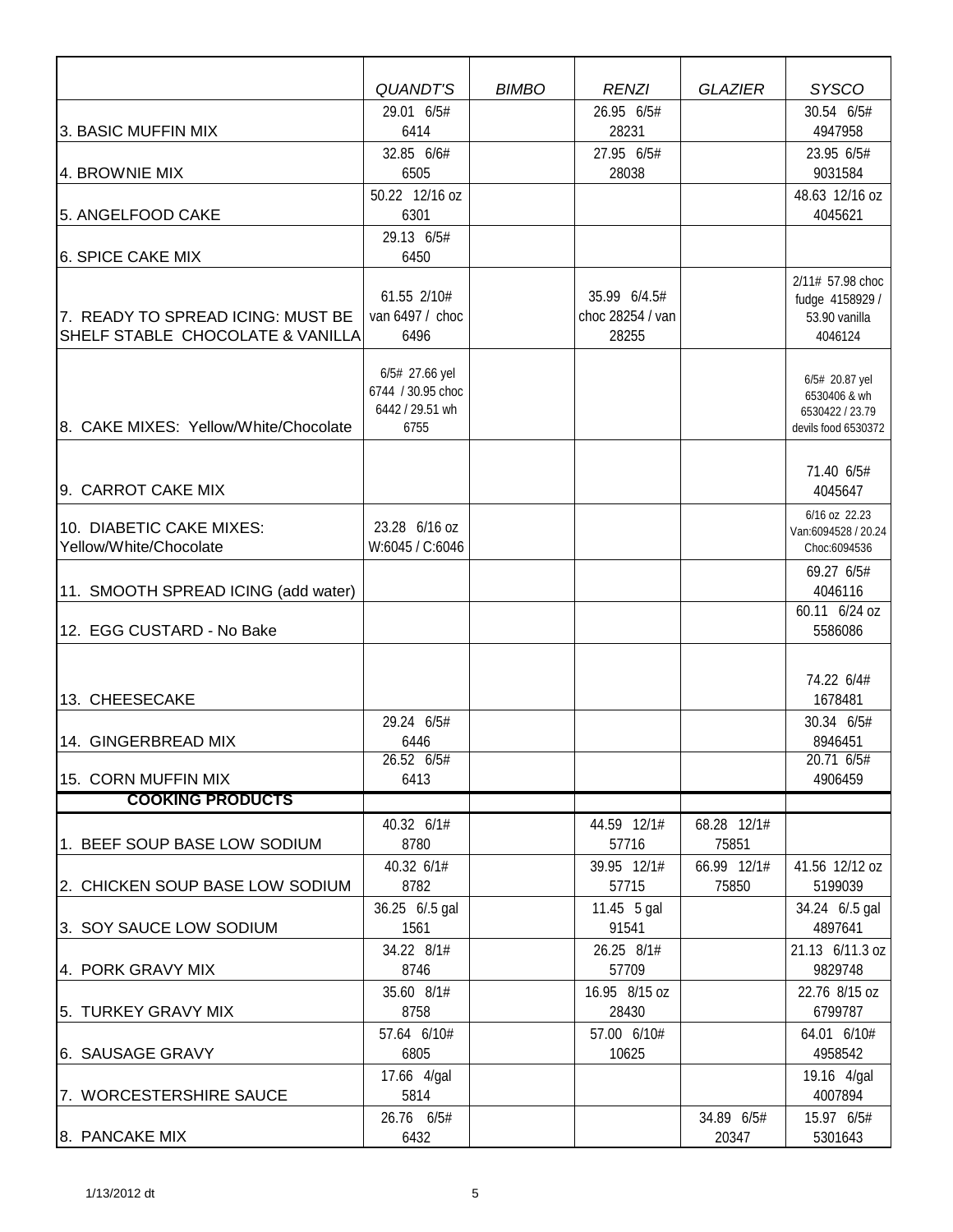| | QUANDT'S | BIMBO | RENZI | GLAZIER | SYSCO |
|---|---|---|---|---|---|
| 3. BASIC MUFFIN MIX | 29.01 6/5# 6414 | | 26.95 6/5# 28231 | | 30.54 6/5# 4947958 |
| 4. BROWNIE MIX | 32.85 6/6# 6505 | | 27.95 6/5# 28038 | | 23.95 6/5# 9031584 |
| 5. ANGELFOOD CAKE | 50.22 12/16 oz 6301 | | | | 48.63 12/16 oz 4045621 |
| 6. SPICE CAKE MIX | 29.13 6/5# 6450 | | | | |
| 7. READY TO SPREAD ICING: MUST BE SHELF STABLE CHOCOLATE & VANILLA | 61.55 2/10# van 6497 / choc 6496 | | 35.99 6/4.5# choc 28254 / van 28255 | | 2/11# 57.98 choc fudge 4158929 / 53.90 vanilla 4046124 |
| 8. CAKE MIXES: Yellow/White/Chocolate | 6/5# 27.66 yel 6744 / 30.95 choc 6442 / 29.51 wh 6755 | | | | 6/5# 20.87 yel 6530406 & wh 6530422 / 23.79 devils food 6530372 |
| 9. CARROT CAKE MIX | | | | | 71.40 6/5# 4045647 |
| 10. DIABETIC CAKE MIXES: Yellow/White/Chocolate | 23.28 6/16 oz W:6045 / C:6046 | | | | 6/16 oz 22.23 Van:6094528 / 20.24 Choc:6094536 |
| 11. SMOOTH SPREAD ICING (add water) | | | | | 69.27 6/5# 4046116 |
| 12. EGG CUSTARD - No Bake | | | | | 60.11 6/24 oz 5586086 |
| 13. CHEESECAKE | | | | | 74.22 6/4# 1678481 |
| 14. GINGERBREAD MIX | 29.24 6/5# 6446 | | | | 30.34 6/5# 8946451 |
| 15. CORN MUFFIN MIX | 26.52 6/5# 6413 | | | | 20.71 6/5# 4906459 |
| **COOKING PRODUCTS** | | | | | |
| 1. BEEF SOUP BASE LOW SODIUM | 40.32 6/1# 8780 | | 44.59 12/1# 57716 | 68.28 12/1# 75851 | |
| 2. CHICKEN SOUP BASE LOW SODIUM | 40.32 6/1# 8782 | | 39.95 12/1# 57715 | 66.99 12/1# 75850 | 41.56 12/12 oz 5199039 |
| 3. SOY SAUCE LOW SODIUM | 36.25 6/.5 gal 1561 | | 11.45 5 gal 91541 | | 34.24 6/.5 gal 4897641 |
| 4. PORK GRAVY MIX | 34.22 8/1# 8746 | | 26.25 8/1# 57709 | | 21.13 6/11.3 oz 9829748 |
| 5. TURKEY GRAVY MIX | 35.60 8/1# 8758 | | 16.95 8/15 oz 28430 | | 22.76 8/15 oz 6799787 |
| 6. SAUSAGE GRAVY | 57.64 6/10# 6805 | | 57.00 6/10# 10625 | | 64.01 6/10# 4958542 |
| 7. WORCESTERSHIRE SAUCE | 17.66 4/gal 5814 | | | | 19.16 4/gal 4007894 |
| 8. PANCAKE MIX | 26.76 6/5# 6432 | | | 34.89 6/5# 20347 | 15.97 6/5# 5301643 |

1/13/2012 dt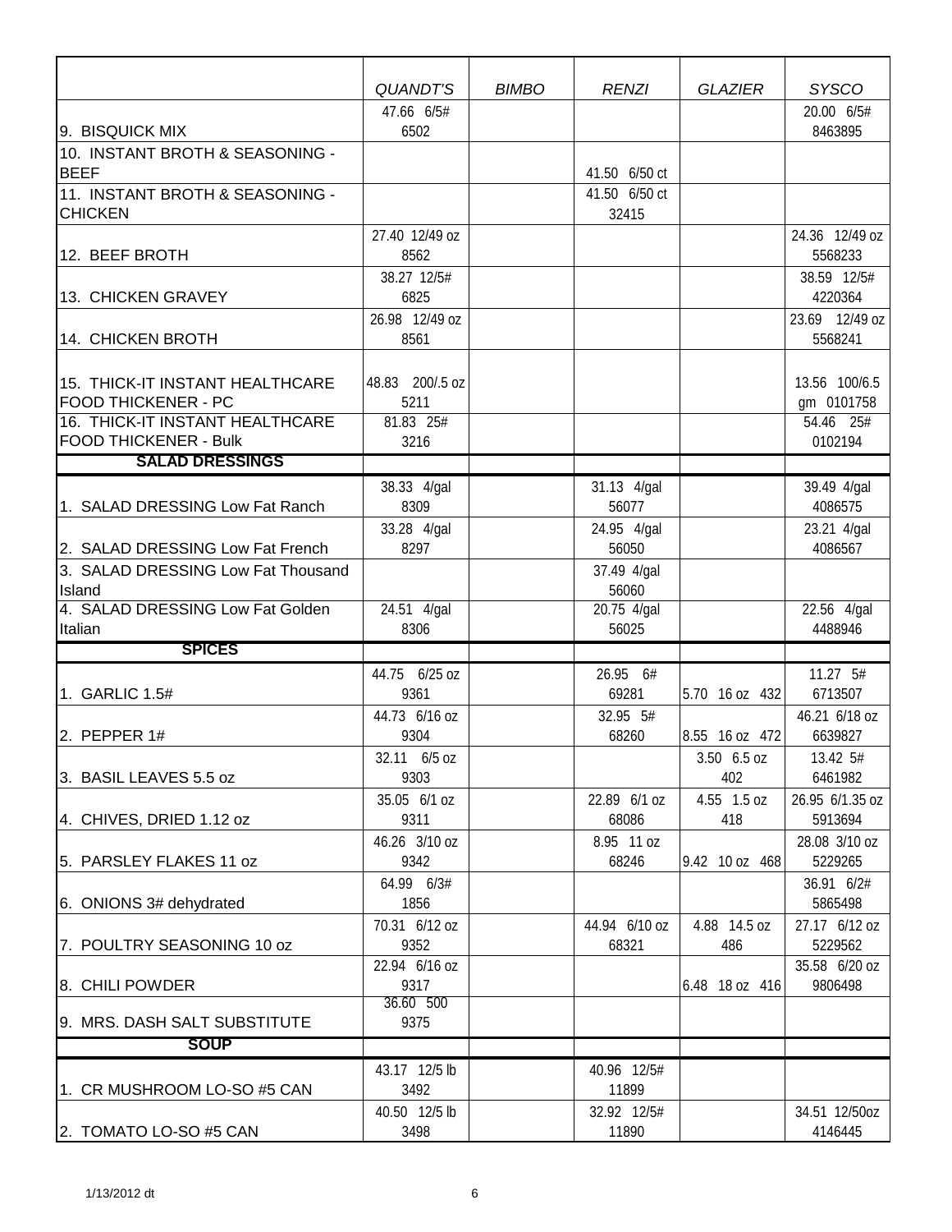| | *QUANDT'S* | *BIMBO* | *RENZI* | *GLAZIER* | *SYSCO* |
|---|---|---|---|---|---|
| 9. BISQUICK MIX | 47.66 6/5# 6502 | | | | 20.00 6/5# 8463895 |
| 10. INSTANT BROTH & SEASONING - BEEF | | | 41.50 6/50 ct | | |
| 11. INSTANT BROTH & SEASONING - CHICKEN | | | 41.50 6/50 ct 32415 | | |
| 12. BEEF BROTH | 27.40 12/49 oz 8562 | | | | 24.36 12/49 oz 5568233 |
| 13. CHICKEN GRAVEY | 38.27 12/5# 6825 | | | | 38.59 12/5# 4220364 |
| 14. CHICKEN BROTH | 26.98 12/49 oz 8561 | | | | 23.69 12/49 oz 5568241 |
| 15. THICK-IT INSTANT HEALTHCARE FOOD THICKENER - PC | 48.83 200/.5 oz 5211 | | | | 13.56 100/6.5 gm 0101758 |
| 16. THICK-IT INSTANT HEALTHCARE FOOD THICKENER - Bulk | 81.83 25# 3216 | | | | 54.46 25# 0102194 |
| **SALAD DRESSINGS** | | | | | |
| 1. SALAD DRESSING Low Fat Ranch | 38.33 4/gal 8309 | | 31.13 4/gal 56077 | | 39.49 4/gal 4086575 |
| 2. SALAD DRESSING Low Fat French | 33.28 4/gal 8297 | | 24.95 4/gal 56050 | | 23.21 4/gal 4086567 |
| 3. SALAD DRESSING Low Fat Thousand Island | | | 37.49 4/gal 56060 | | |
| 4. SALAD DRESSING Low Fat Golden Italian | 24.51 4/gal 8306 | | 20.75 4/gal 56025 | | 22.56 4/gal 4488946 |
| **SPICES** | | | | | |
| 1. GARLIC 1.5# | 44.75 6/25 oz 9361 | | 26.95 6# 69281 | 5.70 16 oz 432 | 11.27 5# 6713507 |
| 2. PEPPER 1# | 44.73 6/16 oz 9304 | | 32.95 5# 68260 | 8.55 16 oz 472 | 46.21 6/18 oz 6639827 |
| 3. BASIL LEAVES 5.5 oz | 32.11 6/5 oz 9303 | | | 3.50 6.5 oz 402 | 13.42 5# 6461982 |
| 4. CHIVES, DRIED 1.12 oz | 35.05 6/1 oz 9311 | | 22.89 6/1 oz 68086 | 4.55 1.5 oz 418 | 26.95 6/1.35 oz 5913694 |
| 5. PARSLEY FLAKES 11 oz | 46.26 3/10 oz 9342 | | 8.95 11 oz 68246 | 9.42 10 oz 468 | 28.08 3/10 oz 5229265 |
| 6. ONIONS 3# dehydrated | 64.99 6/3# 1856 | | | | 36.91 6/2# 5865498 |
| 7. POULTRY SEASONING 10 oz | 70.31 6/12 oz 9352 | | 44.94 6/10 oz 68321 | 4.88 14.5 oz 486 | 27.17 6/12 oz 5229562 |
| 8. CHILI POWDER | 22.94 6/16 oz 9317 | | | 6.48 18 oz 416 | 35.58 6/20 oz 9806498 |
| 9. MRS. DASH SALT SUBSTITUTE | 36.60 500 9375 | | | | |
| **SOUP** | | | | | |
| 1. CR MUSHROOM LO-SO #5 CAN | 43.17 12/5 lb 3492 | | 40.96 12/5# 11899 | | |
| 2. TOMATO LO-SO #5 CAN | 40.50 12/5 lb 3498 | | 32.92 12/5# 11890 | | 34.51 12/50oz 4146445 |

1/13/2012 dt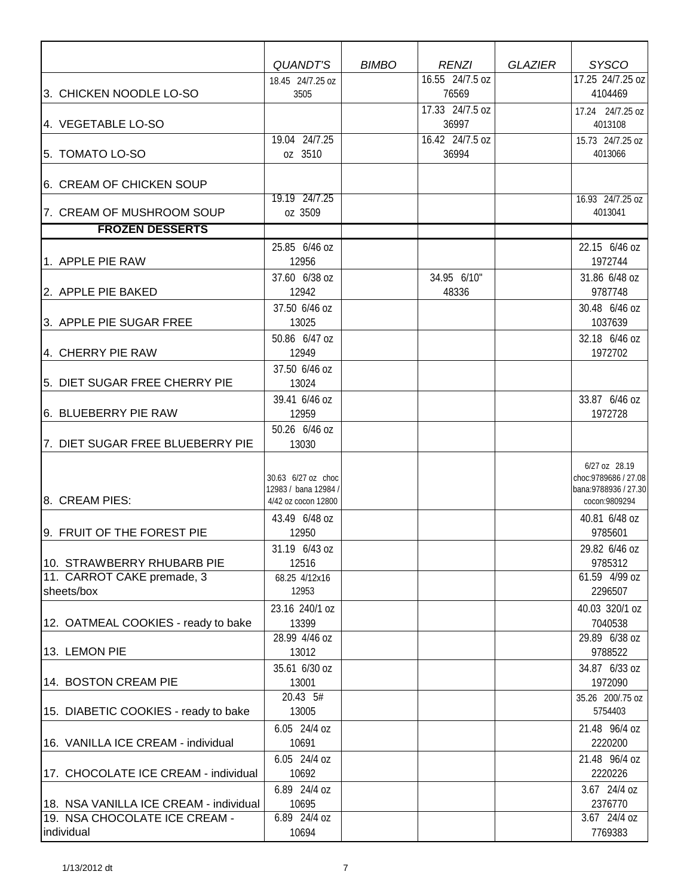| | QUANDT'S | BIMBO | RENZI | GLAZIER | SYSCO |
|---|---|---|---|---|---|
| 3. CHICKEN NOODLE LO-SO | 18.45 24/7.25 oz 3505 | | 16.55 24/7.5 oz 76569 | | 17.25 24/7.25 oz 4104469 |
| 4. VEGETABLE LO-SO | | | 17.33 24/7.5 oz 36997 | | 17.24 24/7.25 oz 4013108 |
| 5. TOMATO LO-SO | 19.04 24/7.25 oz 3510 | | 16.42 24/7.5 oz 36994 | | 15.73 24/7.25 oz 4013066 |
| 6. CREAM OF CHICKEN SOUP | | | | | |
| 7. CREAM OF MUSHROOM SOUP | 19.19 24/7.25 oz 3509 | | | | 16.93 24/7.25 oz 4013041 |
| **FROZEN DESSERTS** | | | | | |
| 1. APPLE PIE RAW | 25.85 6/46 oz 12956 | | | | 22.15 6/46 oz 1972744 |
| 2. APPLE PIE BAKED | 37.60 6/38 oz 12942 | | 34.95 6/10" 48336 | | 31.86 6/48 oz 9787748 |
| 3. APPLE PIE SUGAR FREE | 37.50 6/46 oz 13025 | | | | 30.48 6/46 oz 1037639 |
| 4. CHERRY PIE RAW | 50.86 6/47 oz 12949 | | | | 32.18 6/46 oz 1972702 |
| 5. DIET SUGAR FREE CHERRY PIE | 37.50 6/46 oz 13024 | | | | |
| 6. BLUEBERRY PIE RAW | 39.41 6/46 oz 12959 | | | | 33.87 6/46 oz 1972728 |
| 7. DIET SUGAR FREE BLUEBERRY PIE | 50.26 6/46 oz 13030 | | | | |
| 8. CREAM PIES: | 30.63 6/27 oz choc 12983 / bana 12984 / 4/42 oz cocon 12800 | | | | 6/27 oz 28.19 choc:9789686 / 27.08 bana:9788936 / 27.30 cocon:9809294 |
| 9. FRUIT OF THE FOREST PIE | 43.49 6/48 oz 12950 | | | | 40.81 6/48 oz 9785601 |
| 10. STRAWBERRY RHUBARB PIE | 31.19 6/43 oz 12516 | | | | 29.82 6/46 oz 9785312 |
| 11. CARROT CAKE premade, 3 sheets/box | 68.25 4/12x16 12953 | | | | 61.59 4/99 oz 2296507 |
| 12. OATMEAL COOKIES - ready to bake | 23.16 240/1 oz 13399 | | | | 40.03 320/1 oz 7040538 |
| 13. LEMON PIE | 28.99 4/46 oz 13012 | | | | 29.89 6/38 oz 9788522 |
| 14. BOSTON CREAM PIE | 35.61 6/30 oz 13001 | | | | 34.87 6/33 oz 1972090 |
| 15. DIABETIC COOKIES - ready to bake | 20.43 5# 13005 | | | | 35.26 200/.75 oz 5754403 |
| 16. VANILLA ICE CREAM - individual | 6.05 24/4 oz 10691 | | | | 21.48 96/4 oz 2220200 |
| 17. CHOCOLATE ICE CREAM - individual | 6.05 24/4 oz 10692 | | | | 21.48 96/4 oz 2220226 |
| 18. NSA VANILLA ICE CREAM - individual | 6.89 24/4 oz 10695 | | | | 3.67 24/4 oz 2376770 |
| 19. NSA CHOCOLATE ICE CREAM - individual | 6.89 24/4 oz 10694 | | | | 3.67 24/4 oz 7769383 |

1/13/2012 dt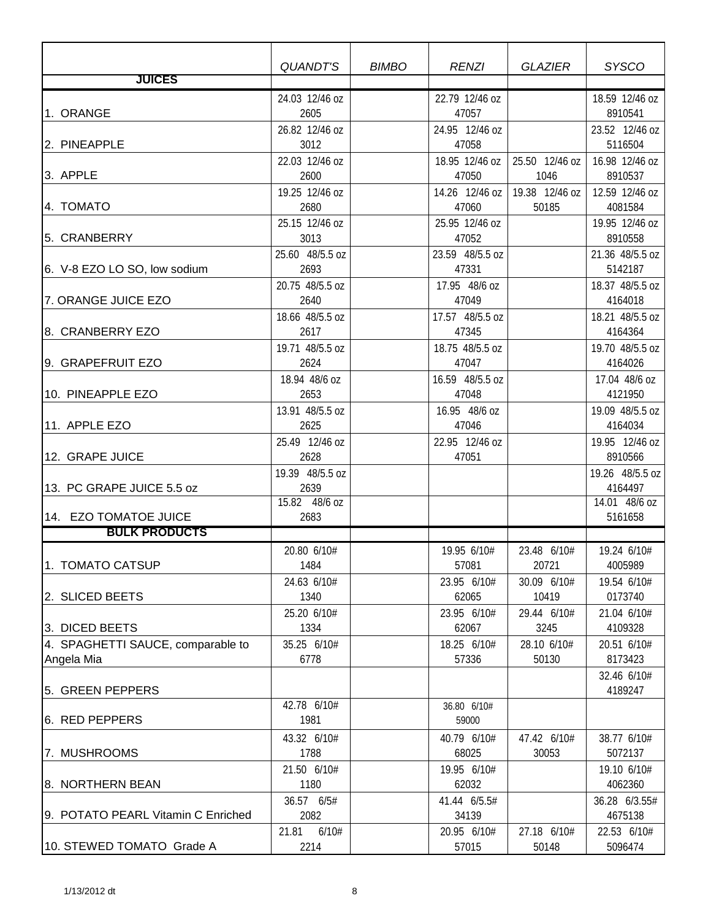| | *QUANDT'S* | *BIMBO* | *RENZI* | *GLAZIER* | *SYSCO* |
|---|---|---|---|---|---|
| **JUICES** | | | | | |
| 1. ORANGE | 24.03 12/46 oz 2605 | | 22.79 12/46 oz 47057 | | 18.59 12/46 oz 8910541 |
| 2. PINEAPPLE | 26.82 12/46 oz 3012 | | 24.95 12/46 oz 47058 | | 23.52 12/46 oz 5116504 |
| 3. APPLE | 22.03 12/46 oz 2600 | | 18.95 12/46 oz 47050 | 25.50 12/46 oz 1046 | 16.98 12/46 oz 8910537 |
| 4. TOMATO | 19.25 12/46 oz 2680 | | 14.26 12/46 oz 47060 | 19.38 12/46 oz 50185 | 12.59 12/46 oz 4081584 |
| 5. CRANBERRY | 25.15 12/46 oz 3013 | | 25.95 12/46 oz 47052 | | 19.95 12/46 oz 8910558 |
| 6. V-8 EZO LO SO, low sodium | 25.60 48/5.5 oz 2693 | | 23.59 48/5.5 oz 47331 | | 21.36 48/5.5 oz 5142187 |
| 7. ORANGE JUICE EZO | 20.75 48/5.5 oz 2640 | | 17.95 48/6 oz 47049 | | 18.37 48/5.5 oz 4164018 |
| 8. CRANBERRY EZO | 18.66 48/5.5 oz 2617 | | 17.57 48/5.5 oz 47345 | | 18.21 48/5.5 oz 4164364 |
| 9. GRAPEFRUIT EZO | 19.71 48/5.5 oz 2624 | | 18.75 48/5.5 oz 47047 | | 19.70 48/5.5 oz 4164026 |
| 10. PINEAPPLE EZO | 18.94 48/6 oz 2653 | | 16.59 48/5.5 oz 47048 | | 17.04 48/6 oz 4121950 |
| 11. APPLE EZO | 13.91 48/5.5 oz 2625 | | 16.95 48/6 oz 47046 | | 19.09 48/5.5 oz 4164034 |
| 12. GRAPE JUICE | 25.49 12/46 oz 2628 | | 22.95 12/46 oz 47051 | | 19.95 12/46 oz 8910566 |
| 13. PC GRAPE JUICE 5.5 oz | 19.39 48/5.5 oz 2639 | | | | 19.26 48/5.5 oz 4164497 |
| 14. EZO TOMATOE JUICE | 15.82 48/6 oz 2683 | | | | 14.01 48/6 oz 5161658 |
| **BULK PRODUCTS** | | | | | |
| 1. TOMATO CATSUP | 20.80 6/10# 1484 | | 19.95 6/10# 57081 | 23.48 6/10# 20721 | 19.24 6/10# 4005989 |
| 2. SLICED BEETS | 24.63 6/10# 1340 | | 23.95 6/10# 62065 | 30.09 6/10# 10419 | 19.54 6/10# 0173740 |
| 3. DICED BEETS | 25.20 6/10# 1334 | | 23.95 6/10# 62067 | 29.44 6/10# 3245 | 21.04 6/10# 4109328 |
| 4. SPAGHETTI SAUCE, comparable to Angela Mia | 35.25 6/10# 6778 | | 18.25 6/10# 57336 | 28.10 6/10# 50130 | 20.51 6/10# 8173423 |
| 5. GREEN PEPPERS | | | | | 32.46 6/10# 4189247 |
| 6. RED PEPPERS | 42.78 6/10# 1981 | | 36.80 6/10# 59000 | | |
| 7. MUSHROOMS | 43.32 6/10# 1788 | | 40.79 6/10# 68025 | 47.42 6/10# 30053 | 38.77 6/10# 5072137 |
| 8. NORTHERN BEAN | 21.50 6/10# 1180 | | 19.95 6/10# 62032 | | 19.10 6/10# 4062360 |
| 9. POTATO PEARL Vitamin C Enriched | 36.57 6/5# 2082 | | 41.44 6/5.5# 34139 | | 36.28 6/3.55# 4675138 |
| 10. STEWED TOMATO Grade A | 21.81 6/10# 2214 | | 20.95 6/10# 57015 | 27.18 6/10# 50148 | 22.53 6/10# 5096474 |

1/13/2012 dt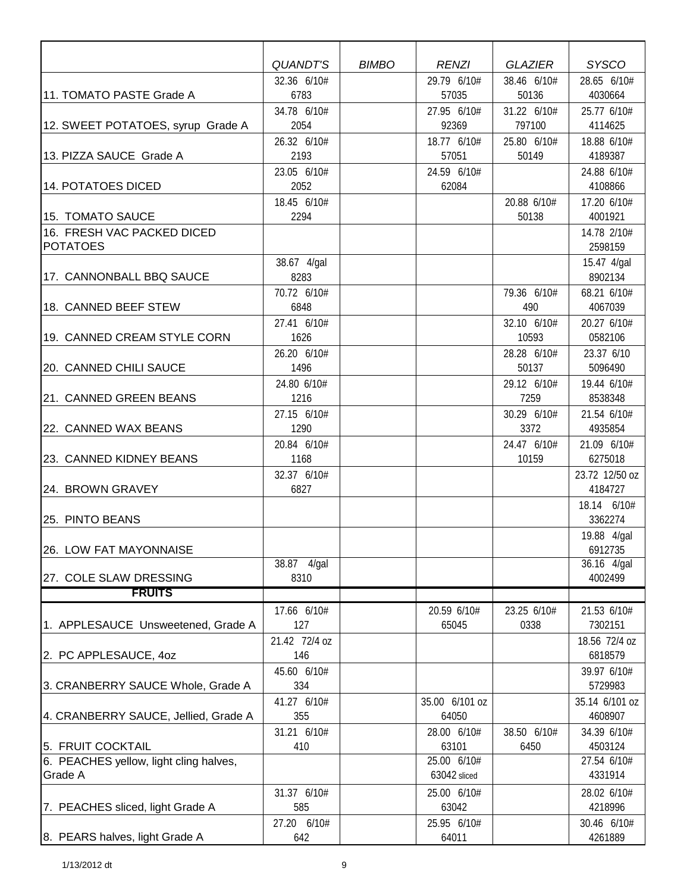| | QUANDT'S | BIMBO | RENZI | GLAZIER | SYSCO |
|---|---|---|---|---|---|
| 11. TOMATO PASTE Grade A | 32.36 6/10# 6783 | | 29.79 6/10# 57035 | 38.46 6/10# 50136 | 28.65 6/10# 4030664 |
| 12. SWEET POTATOES, syrup Grade A | 34.78 6/10# 2054 | | 27.95 6/10# 92369 | 31.22 6/10# 797100 | 25.77 6/10# 4114625 |
| 13. PIZZA SAUCE Grade A | 26.32 6/10# 2193 | | 18.77 6/10# 57051 | 25.80 6/10# 50149 | 18.88 6/10# 4189387 |
| 14. POTATOES DICED | 23.05 6/10# 2052 | | 24.59 6/10# 62084 | | 24.88 6/10# 4108866 |
| 15. TOMATO SAUCE | 18.45 6/10# 2294 | | | 20.88 6/10# 50138 | 17.20 6/10# 4001921 |
| 16. FRESH VAC PACKED DICED POTATOES | | | | | 14.78 2/10# 2598159 |
| 17. CANNONBALL BBQ SAUCE | 38.67 4/gal 8283 | | | | 15.47 4/gal 8902134 |
| 18. CANNED BEEF STEW | 70.72 6/10# 6848 | | | 79.36 6/10# 490 | 68.21 6/10# 4067039 |
| 19. CANNED CREAM STYLE CORN | 27.41 6/10# 1626 | | | 32.10 6/10# 10593 | 20.27 6/10# 0582106 |
| 20. CANNED CHILI SAUCE | 26.20 6/10# 1496 | | | 28.28 6/10# 50137 | 23.37 6/10 5096490 |
| 21. CANNED GREEN BEANS | 24.80 6/10# 1216 | | | 29.12 6/10# 7259 | 19.44 6/10# 8538348 |
| 22. CANNED WAX BEANS | 27.15 6/10# 1290 | | | 30.29 6/10# 3372 | 21.54 6/10# 4935854 |
| 23. CANNED KIDNEY BEANS | 20.84 6/10# 1168 | | | 24.47 6/10# 10159 | 21.09 6/10# 6275018 |
| 24. BROWN GRAVEY | 32.37 6/10# 6827 | | | | 23.72 12/50 oz 4184727 |
| 25. PINTO BEANS | | | | | 18.14 6/10# 3362274 |
| 26. LOW FAT MAYONNAISE | | | | | 19.88 4/gal 6912735 |
| 27. COLE SLAW DRESSING | 38.87 4/gal 8310 | | | | 36.16 4/gal 4002499 |
| **FRUITS** | | | | | |
| 1. APPLESAUCE Unsweetened, Grade A | 17.66 6/10# 127 | | 20.59 6/10# 65045 | 23.25 6/10# 0338 | 21.53 6/10# 7302151 |
| 2. PC APPLESAUCE, 4oz | 21.42 72/4 oz 146 | | | | 18.56 72/4 oz 6818579 |
| 3. CRANBERRY SAUCE Whole, Grade A | 45.60 6/10# 334 | | | | 39.97 6/10# 5729983 |
| 4. CRANBERRY SAUCE, Jellied, Grade A | 41.27 6/10# 355 | | 35.00 6/101 oz 64050 | | 35.14 6/101 oz 4608907 |
| 5. FRUIT COCKTAIL | 31.21 6/10# 410 | | 28.00 6/10# 63101 | 38.50 6/10# 6450 | 34.39 6/10# 4503124 |
| 6. PEACHES yellow, light cling halves, Grade A | | | 25.00 6/10# 63042 sliced | | 27.54 6/10# 4331914 |
| 7. PEACHES sliced, light Grade A | 31.37 6/10# 585 | | 25.00 6/10# 63042 | | 28.02 6/10# 4218996 |
| 8. PEARS halves, light Grade A | 27.20 6/10# 642 | | 25.95 6/10# 64011 | | 30.46 6/10# 4261889 |

1/13/2012 dt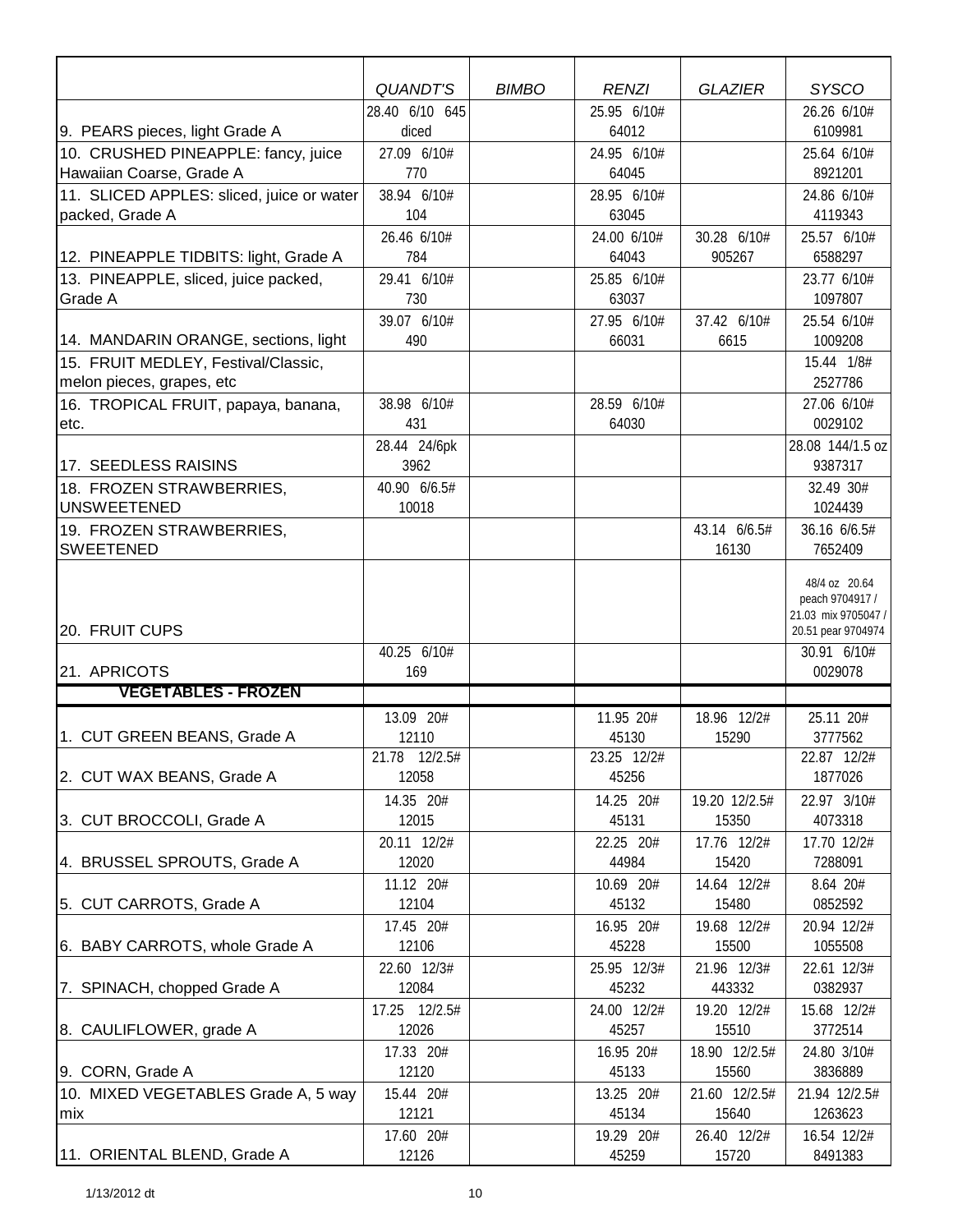| | QUANDT'S | BIMBO | RENZI | GLAZIER | SYSCO |
|---|---|---|---|---|---|
| 9. PEARS pieces, light Grade A | 28.40 6/10 645 diced | | 25.95 6/10# 64012 | | 26.26 6/10# 6109981 |
| 10. CRUSHED PINEAPPLE: fancy, juice Hawaiian Coarse, Grade A | 27.09 6/10# 770 | | 24.95 6/10# 64045 | | 25.64 6/10# 8921201 |
| 11. SLICED APPLES: sliced, juice or water packed, Grade A | 38.94 6/10# 104 | | 28.95 6/10# 63045 | | 24.86 6/10# 4119343 |
| 12. PINEAPPLE TIDBITS: light, Grade A | 26.46 6/10# 784 | | 24.00 6/10# 64043 | 30.28 6/10# 905267 | 25.57 6/10# 6588297 |
| 13. PINEAPPLE, sliced, juice packed, Grade A | 29.41 6/10# 730 | | 25.85 6/10# 63037 | | 23.77 6/10# 1097807 |
| 14. MANDARIN ORANGE, sections, light | 39.07 6/10# 490 | | 27.95 6/10# 66031 | 37.42 6/10# 6615 | 25.54 6/10# 1009208 |
| 15. FRUIT MEDLEY, Festival/Classic, melon pieces, grapes, etc | | | | | 15.44 1/8# 2527786 |
| 16. TROPICAL FRUIT, papaya, banana, etc. | 38.98 6/10# 431 | | 28.59 6/10# 64030 | | 27.06 6/10# 0029102 |
| 17. SEEDLESS RAISINS | 28.44 24/6pk 3962 | | | | 28.08 144/1.5 oz 9387317 |
| 18. FROZEN STRAWBERRIES, UNSWEETENED | 40.90 6/6.5# 10018 | | | | 32.49 30# 1024439 |
| 19. FROZEN STRAWBERRIES, SWEETENED | | | | 43.14 6/6.5# 16130 | 36.16 6/6.5# 7652409 |
| 20. FRUIT CUPS | | | | | 48/4 oz 20.64 peach 9704917 / 21.03 mix 9705047 / 20.51 pear 9704974 |
| 21. APRICOTS | 40.25 6/10# 169 | | | | 30.91 6/10# 0029078 |
| **VEGETABLES - FROZEN** | | | | | |
| 1. CUT GREEN BEANS, Grade A | 13.09 20# 12110 | | 11.95 20# 45130 | 18.96 12/2# 15290 | 25.11 20# 3777562 |
| 2. CUT WAX BEANS, Grade A | 21.78 12/2.5# 12058 | | 23.25 12/2# 45256 | | 22.87 12/2# 1877026 |
| 3. CUT BROCCOLI, Grade A | 14.35 20# 12015 | | 14.25 20# 45131 | 19.20 12/2.5# 15350 | 22.97 3/10# 4073318 |
| 4. BRUSSEL SPROUTS, Grade A | 20.11 12/2# 12020 | | 22.25 20# 44984 | 17.76 12/2# 15420 | 17.70 12/2# 7288091 |
| 5. CUT CARROTS, Grade A | 11.12 20# 12104 | | 10.69 20# 45132 | 14.64 12/2# 15480 | 8.64 20# 0852592 |
| 6. BABY CARROTS, whole Grade A | 17.45 20# 12106 | | 16.95 20# 45228 | 19.68 12/2# 15500 | 20.94 12/2# 1055508 |
| 7. SPINACH, chopped Grade A | 22.60 12/3# 12084 | | 25.95 12/3# 45232 | 21.96 12/3# 443332 | 22.61 12/3# 0382937 |
| 8. CAULIFLOWER, grade A | 17.25 12/2.5# 12026 | | 24.00 12/2# 45257 | 19.20 12/2# 15510 | 15.68 12/2# 3772514 |
| 9. CORN, Grade A | 17.33 20# 12120 | | 16.95 20# 45133 | 18.90 12/2.5# 15560 | 24.80 3/10# 3836889 |
| 10. MIXED VEGETABLES Grade A, 5 way mix | 15.44 20# 12121 | | 13.25 20# 45134 | 21.60 12/2.5# 15640 | 21.94 12/2.5# 1263623 |
| 11. ORIENTAL BLEND, Grade A | 17.60 20# 12126 | | 19.29 20# 45259 | 26.40 12/2# 15720 | 16.54 12/2# 8491383 |

1/13/2012 dt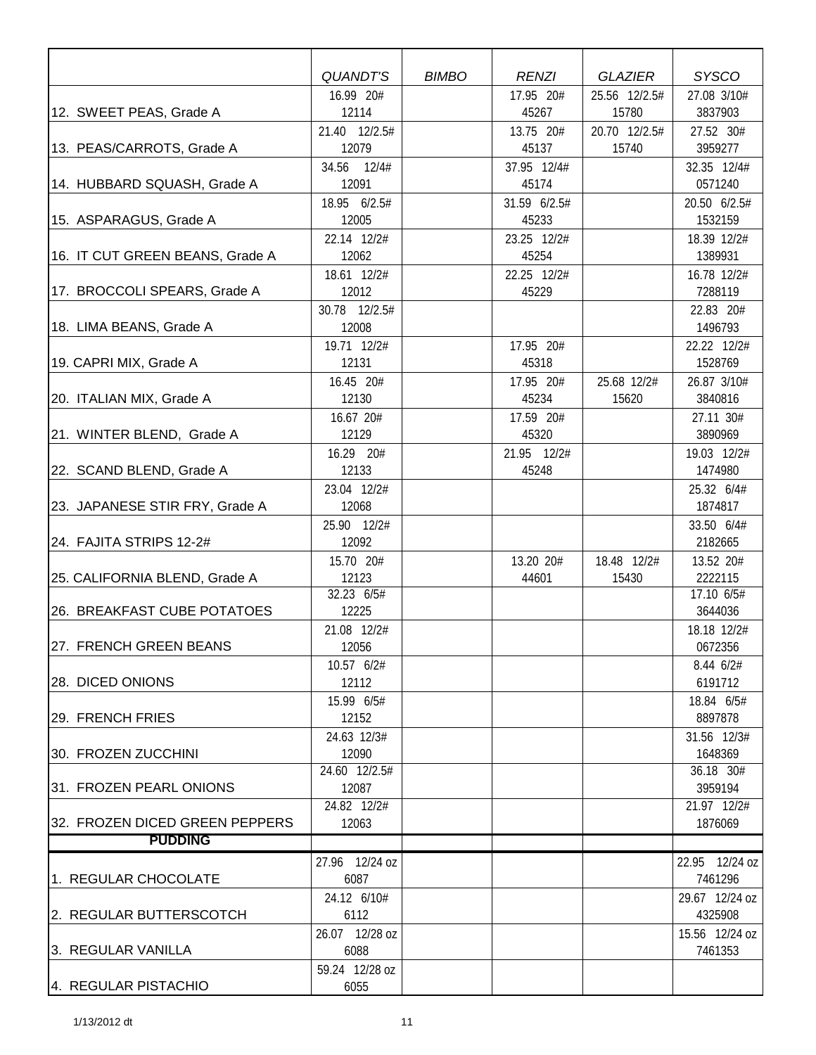| | *QUANDT'S* | *BIMBO* | *RENZI* | *GLAZIER* | *SYSCO* |
|---|---|---|---|---|---|
| 12. SWEET PEAS, Grade A | 16.99 20# 12114 | | 17.95 20# 45267 | 25.56 12/2.5# 15780 | 27.08 3/10# 3837903 |
| 13. PEAS/CARROTS, Grade A | 21.40 12/2.5# 12079 | | 13.75 20# 45137 | 20.70 12/2.5# 15740 | 27.52 30# 3959277 |
| 14. HUBBARD SQUASH, Grade A | 34.56 12/4# 12091 | | 37.95 12/4# 45174 | | 32.35 12/4# 0571240 |
| 15. ASPARAGUS, Grade A | 18.95 6/2.5# 12005 | | 31.59 6/2.5# 45233 | | 20.50 6/2.5# 1532159 |
| 16. IT CUT GREEN BEANS, Grade A | 22.14 12/2# 12062 | | 23.25 12/2# 45254 | | 18.39 12/2# 1389931 |
| 17. BROCCOLI SPEARS, Grade A | 18.61 12/2# 12012 | | 22.25 12/2# 45229 | | 16.78 12/2# 7288119 |
| 18. LIMA BEANS, Grade A | 30.78 12/2.5# 12008 | | | | 22.83 20# 1496793 |
| 19. CAPRI MIX, Grade A | 19.71 12/2# 12131 | | 17.95 20# 45318 | | 22.22 12/2# 1528769 |
| 20. ITALIAN MIX, Grade A | 16.45 20# 12130 | | 17.95 20# 45234 | 25.68 12/2# 15620 | 26.87 3/10# 3840816 |
| 21. WINTER BLEND, Grade A | 16.67 20# 12129 | | 17.59 20# 45320 | | 27.11 30# 3890969 |
| 22. SCAND BLEND, Grade A | 16.29 20# 12133 | | 21.95 12/2# 45248 | | 19.03 12/2# 1474980 |
| 23. JAPANESE STIR FRY, Grade A | 23.04 12/2# 12068 | | | | 25.32 6/4# 1874817 |
| 24. FAJITA STRIPS 12-2# | 25.90 12/2# 12092 | | | | 33.50 6/4# 2182665 |
| 25. CALIFORNIA BLEND, Grade A | 15.70 20# 12123 | | 13.20 20# 44601 | 18.48 12/2# 15430 | 13.52 20# 2222115 |
| 26. BREAKFAST CUBE POTATOES | 32.23 6/5# 12225 | | | | 17.10 6/5# 3644036 |
| 27. FRENCH GREEN BEANS | 21.08 12/2# 12056 | | | | 18.18 12/2# 0672356 |
| 28. DICED ONIONS | 10.57 6/2# 12112 | | | | 8.44 6/2# 6191712 |
| 29. FRENCH FRIES | 15.99 6/5# 12152 | | | | 18.84 6/5# 8897878 |
| 30. FROZEN ZUCCHINI | 24.63 12/3# 12090 | | | | 31.56 12/3# 1648369 |
| 31. FROZEN PEARL ONIONS | 24.60 12/2.5# 12087 | | | | 36.18 30# 3959194 |
| 32. FROZEN DICED GREEN PEPPERS | 24.82 12/2# 12063 | | | | 21.97 12/2# 1876069 |
| **PUDDING** | | | | | |
| 1. REGULAR CHOCOLATE | 27.96 12/24 oz 6087 | | | | 22.95 12/24 oz 7461296 |
| 2. REGULAR BUTTERSCOTCH | 24.12 6/10# 6112 | | | | 29.67 12/24 oz 4325908 |
| 3. REGULAR VANILLA | 26.07 12/28 oz 6088 | | | | 15.56 12/24 oz 7461353 |
| 4. REGULAR PISTACHIO | 59.24 12/28 oz 6055 | | | | |

1/13/2012 dt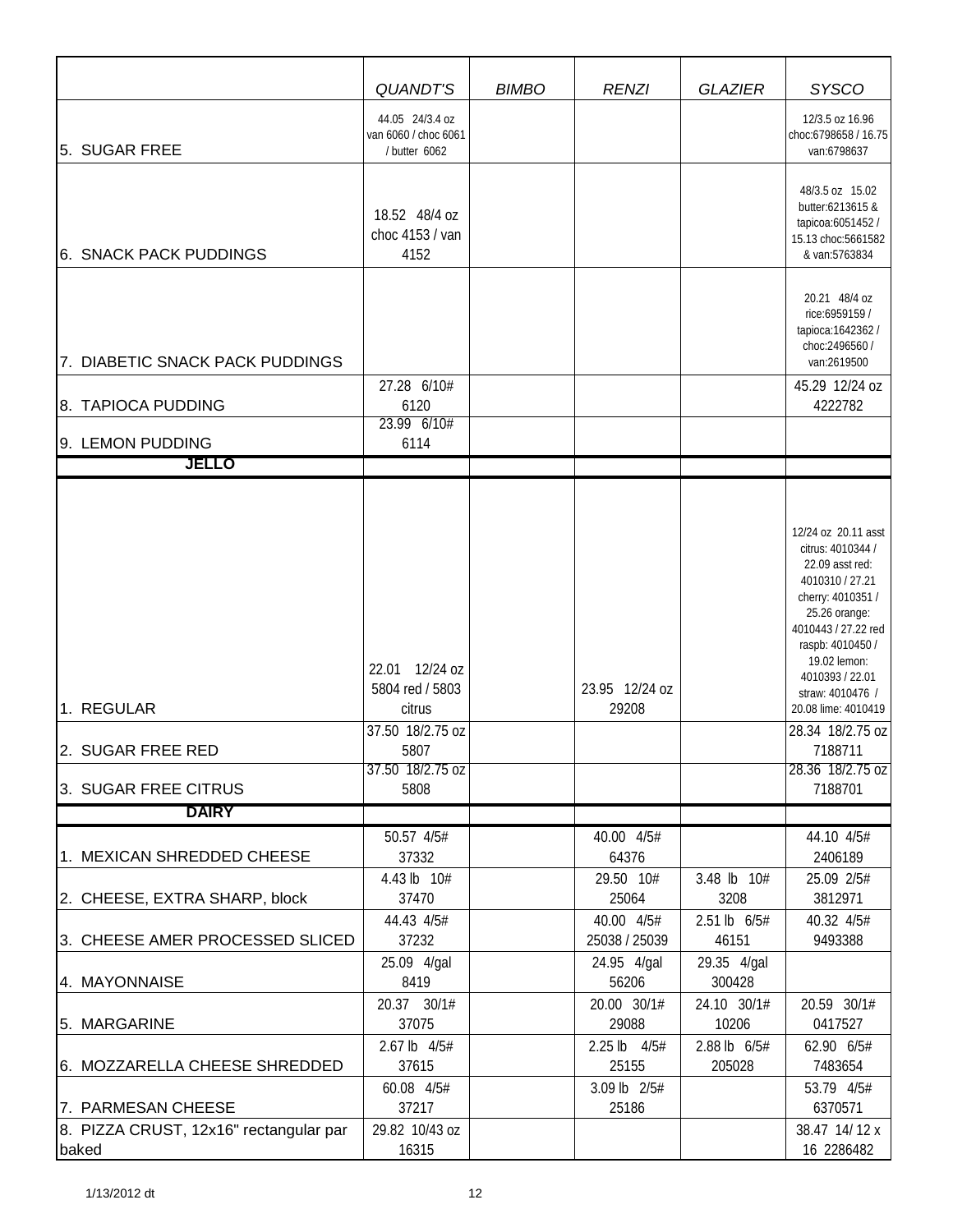| | QUANDT'S | BIMBO | RENZI | GLAZIER | SYSCO |
|---|---|---|---|---|---|
| 5. SUGAR FREE | 44.05 24/3.4 oz van 6060 / choc 6061 / butter 6062 | | | | 12/3.5 oz 16.96 choc:6798658 / 16.75 van:6798637 |
| 6. SNACK PACK PUDDINGS | 18.52 48/4 oz choc 4153 / van 4152 | | | | 48/3.5 oz 15.02 butter:6213615 & tapicoa:6051452 / 15.13 choc:5661582 & van:5763834 |
| 7. DIABETIC SNACK PACK PUDDINGS | | | | | 20.21 48/4 oz rice:6959159 / tapioca:1642362 / choc:2496560 / van:2619500 |
| 8. TAPIOCA PUDDING | 27.28 6/10# 6120 | | | | 45.29 12/24 oz 4222782 |
| 9. LEMON PUDDING | 23.99 6/10# 6114 | | | | |
| **JELLO** | | | | | |
| 1. REGULAR | 22.01 12/24 oz 5804 red / 5803 citrus | | 23.95 12/24 oz 29208 | | 12/24 oz 20.11 asst citrus: 4010344 / 22.09 asst red: 4010310 / 27.21 cherry: 4010351 / 25.26 orange: 4010443 / 27.22 red raspb: 4010450 / 19.02 lemon: 4010393 / 22.01 straw: 4010476 / 20.08 lime: 4010419 |
| 2. SUGAR FREE RED | 37.50 18/2.75 oz 5807 | | | | 28.34 18/2.75 oz 7188711 |
| 3. SUGAR FREE CITRUS | 37.50 18/2.75 oz 5808 | | | | 28.36 18/2.75 oz 7188701 |
| **DAIRY** | | | | | |
| 1. MEXICAN SHREDDED CHEESE | 50.57 4/5# 37332 | | 40.00 4/5# 64376 | | 44.10 4/5# 2406189 |
| 2. CHEESE, EXTRA SHARP, block | 4.43 lb 10# 37470 | | 29.50 10# 25064 | 3.48 lb 10# 3208 | 25.09 2/5# 3812971 |
| 3. CHEESE AMER PROCESSED SLICED | 44.43 4/5# 37232 | | 40.00 4/5# 25038 / 25039 | 2.51 lb 6/5# 46151 | 40.32 4/5# 9493388 |
| 4. MAYONNAISE | 25.09 4/gal 8419 | | 24.95 4/gal 56206 | 29.35 4/gal 300428 | |
| 5. MARGARINE | 20.37 30/1# 37075 | | 20.00 30/1# 29088 | 24.10 30/1# 10206 | 20.59 30/1# 0417527 |
| 6. MOZZARELLA CHEESE SHREDDED | 2.67 lb 4/5# 37615 | | 2.25 lb 4/5# 25155 | 2.88 lb 6/5# 205028 | 62.90 6/5# 7483654 |
| 7. PARMESAN CHEESE | 60.08 4/5# 37217 | | 3.09 lb 2/5# 25186 | | 53.79 4/5# 6370571 |
| 8. PIZZA CRUST, 12x16" rectangular par baked | 29.82 10/43 oz 16315 | | | | 38.47 14/ 12 x 16 2286482 |

1/13/2012 dt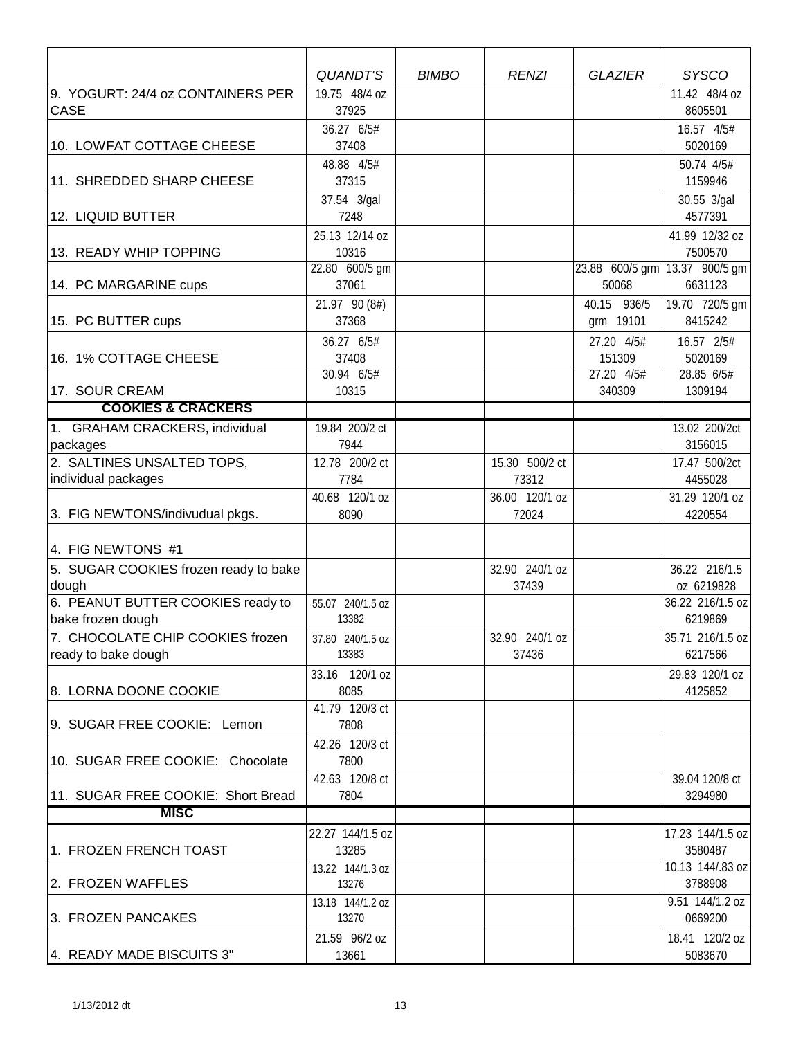| | *QUANDT'S* | *BIMBO* | *RENZI* | *GLAZIER* | *SYSCO* |
|---|---|---|---|---|---|
| 9. YOGURT: 24/4 oz CONTAINERS PER CASE | 19.75 48/4 oz 37925 | | | | 11.42 48/4 oz 8605501 |
| 10. LOWFAT COTTAGE CHEESE | 36.27 6/5# 37408 | | | | 16.57 4/5# 5020169 |
| 11. SHREDDED SHARP CHEESE | 48.88 4/5# 37315 | | | | 50.74 4/5# 1159946 |
| 12. LIQUID BUTTER | 37.54 3/gal 7248 | | | | 30.55 3/gal 4577391 |
| 13. READY WHIP TOPPING | 25.13 12/14 oz 10316 | | | | 41.99 12/32 oz 7500570 |
| 14. PC MARGARINE cups | 22.80 600/5 gm 37061 | | | 23.88 600/5 grm 50068 | 13.37 900/5 gm 6631123 |
| 15. PC BUTTER cups | 21.97 90 (8#) 37368 | | | 40.15 936/5 grm 19101 | 19.70 720/5 gm 8415242 |
| 16. 1% COTTAGE CHEESE | 36.27 6/5# 37408 | | | 27.20 4/5# 151309 | 16.57 2/5# 5020169 |
| 17. SOUR CREAM | 30.94 6/5# 10315 | | | 27.20 4/5# 340309 | 28.85 6/5# 1309194 |
| **COOKIES & CRACKERS** | | | | | |
| 1. GRAHAM CRACKERS, individual packages | 19.84 200/2 ct 7944 | | | | 13.02 200/2ct 3156015 |
| 2. SALTINES UNSALTED TOPS, individual packages | 12.78 200/2 ct 7784 | | 15.30 500/2 ct 73312 | | 17.47 500/2ct 4455028 |
| 3. FIG NEWTONS/indivudual pkgs. | 40.68 120/1 oz 8090 | | 36.00 120/1 oz 72024 | | 31.29 120/1 oz 4220554 |
| 4. FIG NEWTONS #1 | | | | | |
| 5. SUGAR COOKIES frozen ready to bake dough | | | 32.90 240/1 oz 37439 | | 36.22 216/1.5 oz 6219828 |
| 6. PEANUT BUTTER COOKIES ready to bake frozen dough | 55.07 240/1.5 oz 13382 | | | | 36.22 216/1.5 oz 6219869 |
| 7. CHOCOLATE CHIP COOKIES frozen ready to bake dough | 37.80 240/1.5 oz 13383 | | 32.90 240/1 oz 37436 | | 35.71 216/1.5 oz 6217566 |
| 8. LORNA DOONE COOKIE | 33.16 120/1 oz 8085 | | | | 29.83 120/1 oz 4125852 |
| 9. SUGAR FREE COOKIE: Lemon | 41.79 120/3 ct 7808 | | | | |
| 10. SUGAR FREE COOKIE: Chocolate | 42.26 120/3 ct 7800 | | | | |
| 11. SUGAR FREE COOKIE: Short Bread | 42.63 120/8 ct 7804 | | | | 39.04 120/8 ct 3294980 |
| **MISC** | | | | | |
| 1. FROZEN FRENCH TOAST | 22.27 144/1.5 oz 13285 | | | | 17.23 144/1.5 oz 3580487 |
| 2. FROZEN WAFFLES | 13.22 144/1.3 oz 13276 | | | | 10.13 144/.83 oz 3788908 |
| 3. FROZEN PANCAKES | 13.18 144/1.2 oz 13270 | | | | 9.51 144/1.2 oz 0669200 |
| 4. READY MADE BISCUITS 3" | 21.59 96/2 oz 13661 | | | | 18.41 120/2 oz 5083670 |

1/13/2012 dt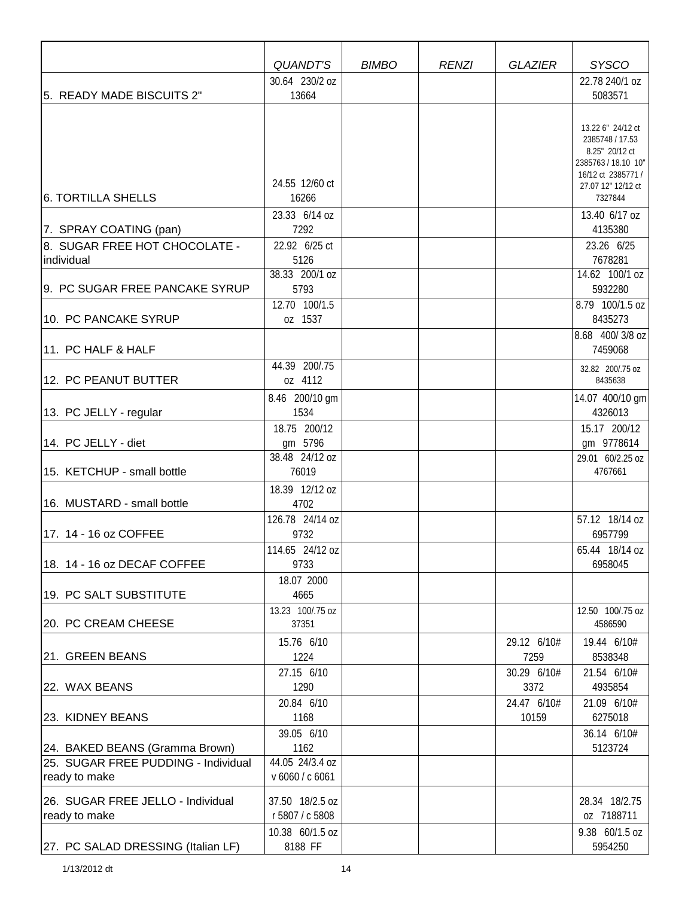| | QUANDT'S | BIMBO | RENZI | GLAZIER | SYSCO |
|---|---|---|---|---|---|
| 5. READY MADE BISCUITS 2" | 30.64 230/2 oz 13664 | | | | 22.78 240/1 oz 5083571 |
| 6. TORTILLA SHELLS | 24.55 12/60 ct 16266 | | | | 13.22 6" 24/12 ct 2385748 / 17.53 8.25" 20/12 ct 2385763 / 18.10 10" 16/12 ct 2385771 / 27.07 12" 12/12 ct 7327844 |
| 7. SPRAY COATING (pan) | 23.33 6/14 oz 7292 | | | | 13.40 6/17 oz 4135380 |
| 8. SUGAR FREE HOT CHOCOLATE - individual | 22.92 6/25 ct 5126 | | | | 23.26 6/25 7678281 |
| 9. PC SUGAR FREE PANCAKE SYRUP | 38.33 200/1 oz 5793 | | | | 14.62 100/1 oz 5932280 |
| 10. PC PANCAKE SYRUP | 12.70 100/1.5 oz 1537 | | | | 8.79 100/1.5 oz 8435273 |
| 11. PC HALF & HALF | | | | | 8.68 400/ 3/8 oz 7459068 |
| 12. PC PEANUT BUTTER | 44.39 200/.75 oz 4112 | | | | 32.82 200/.75 oz 8435638 |
| 13. PC JELLY - regular | 8.46 200/10 gm 1534 | | | | 14.07 400/10 gm 4326013 |
| 14. PC JELLY - diet | 18.75 200/12 gm 5796 | | | | 15.17 200/12 gm 9778614 |
| 15. KETCHUP - small bottle | 38.48 24/12 oz 76019 | | | | 29.01 60/2.25 oz 4767661 |
| 16. MUSTARD - small bottle | 18.39 12/12 oz 4702 | | | | |
| 17. 14 - 16 oz COFFEE | 126.78 24/14 oz 9732 | | | | 57.12 18/14 oz 6957799 |
| 18. 14 - 16 oz DECAF COFFEE | 114.65 24/12 oz 9733 | | | | 65.44 18/14 oz 6958045 |
| 19. PC SALT SUBSTITUTE | 18.07 2000 4665 | | | | |
| 20. PC CREAM CHEESE | 13.23 100/.75 oz 37351 | | | | 12.50 100/.75 oz 4586590 |
| 21. GREEN BEANS | 15.76 6/10 1224 | | | 29.12 6/10# 7259 | 19.44 6/10# 8538348 |
| 22. WAX BEANS | 27.15 6/10 1290 | | | 30.29 6/10# 3372 | 21.54 6/10# 4935854 |
| 23. KIDNEY BEANS | 20.84 6/10 1168 | | | 24.47 6/10# 10159 | 21.09 6/10# 6275018 |
| 24. BAKED BEANS (Gramma Brown) | 39.05 6/10 1162 | | | | 36.14 6/10# 5123724 |
| 25. SUGAR FREE PUDDING - Individual ready to make | 44.05 24/3.4 oz v 6060 / c 6061 | | | | |
| 26. SUGAR FREE JELLO - Individual ready to make | 37.50 18/2.5 oz r 5807 / c 5808 | | | | 28.34 18/2.75 oz 7188711 |
| 27. PC SALAD DRESSING (Italian LF) | 10.38 60/1.5 oz 8188 FF | | | | 9.38 60/1.5 oz 5954250 |

1/13/2012 dt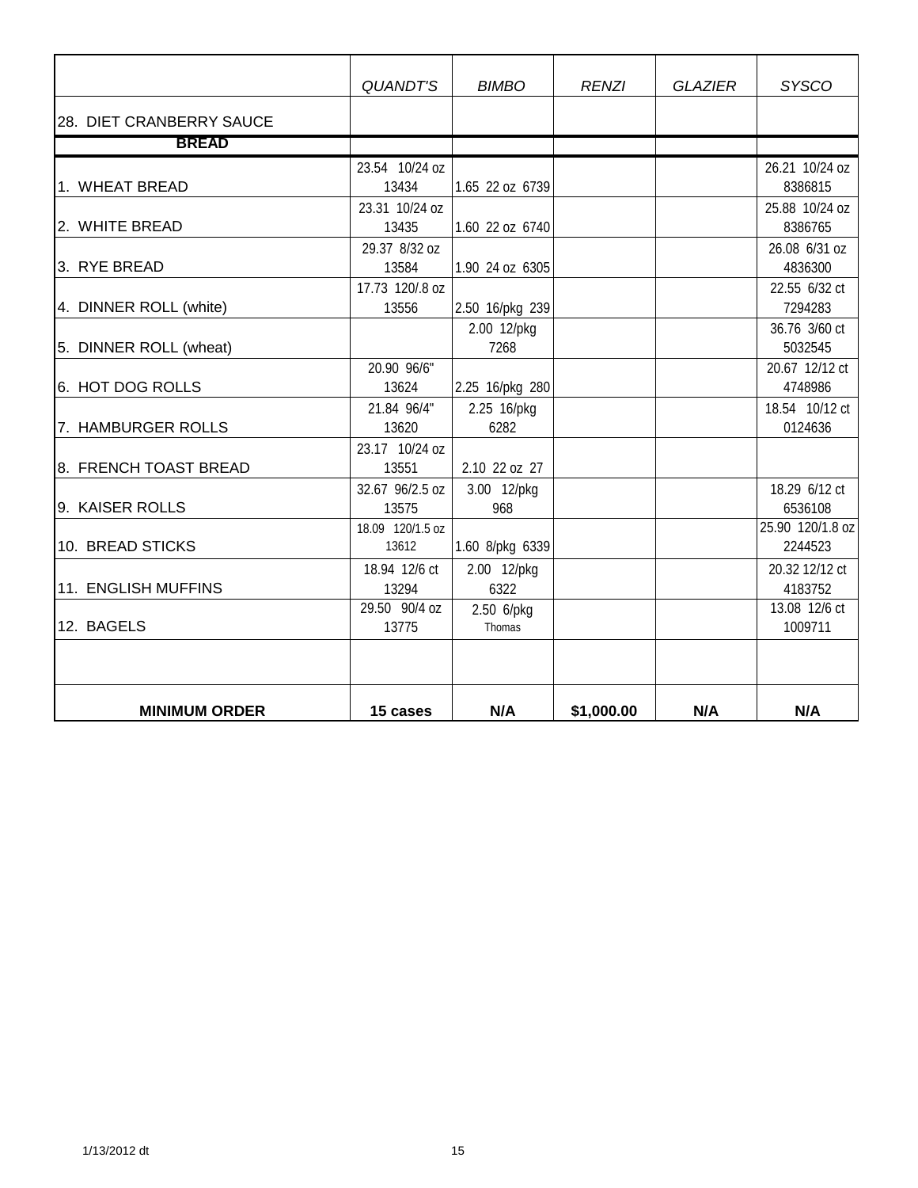| | QUANDT'S | BIMBO | RENZI | GLAZIER | SYSCO |
|---|---|---|---|---|---|
| 28. DIET CRANBERRY SAUCE | | | | | |
| **BREAD** | | | | | |
| 1. WHEAT BREAD | 23.54 10/24 oz 13434 | 1.65 22 oz 6739 | | | 26.21 10/24 oz 8386815 |
| 2. WHITE BREAD | 23.31 10/24 oz 13435 | 1.60 22 oz 6740 | | | 25.88 10/24 oz 8386765 |
| 3. RYE BREAD | 29.37 8/32 oz 13584 | 1.90 24 oz 6305 | | | 26.08 6/31 oz 4836300 |
| 4. DINNER ROLL (white) | 17.73 120/.8 oz 13556 | 2.50 16/pkg 239 | | | 22.55 6/32 ct 7294283 |
| 5. DINNER ROLL (wheat) | | 2.00 12/pkg 7268 | | | 36.76 3/60 ct 5032545 |
| 6. HOT DOG ROLLS | 20.90 96/6" 13624 | 2.25 16/pkg 280 | | | 20.67 12/12 ct 4748986 |
| 7. HAMBURGER ROLLS | 21.84 96/4" 13620 | 2.25 16/pkg 6282 | | | 18.54 10/12 ct 0124636 |
| 8. FRENCH TOAST BREAD | 23.17 10/24 oz 13551 | 2.10 22 oz 27 | | | |
| 9. KAISER ROLLS | 32.67 96/2.5 oz 13575 | 3.00 12/pkg 968 | | | 18.29 6/12 ct 6536108 |
| 10. BREAD STICKS | 18.09 120/1.5 oz 13612 | 1.60 8/pkg 6339 | | | 25.90 120/1.8 oz 2244523 |
| 11. ENGLISH MUFFINS | 18.94 12/6 ct 13294 | 2.00 12/pkg 6322 | | | 20.32 12/12 ct 4183752 |
| 12. BAGELS | 29.50 90/4 oz 13775 | 2.50 6/pkg Thomas | | | 13.08 12/6 ct 1009711 |
| | | | | | |
| **MINIMUM ORDER** | **15 cases** | **N/A** | **$1,000.00** | **N/A** | **N/A** |

1/13/2012 dt